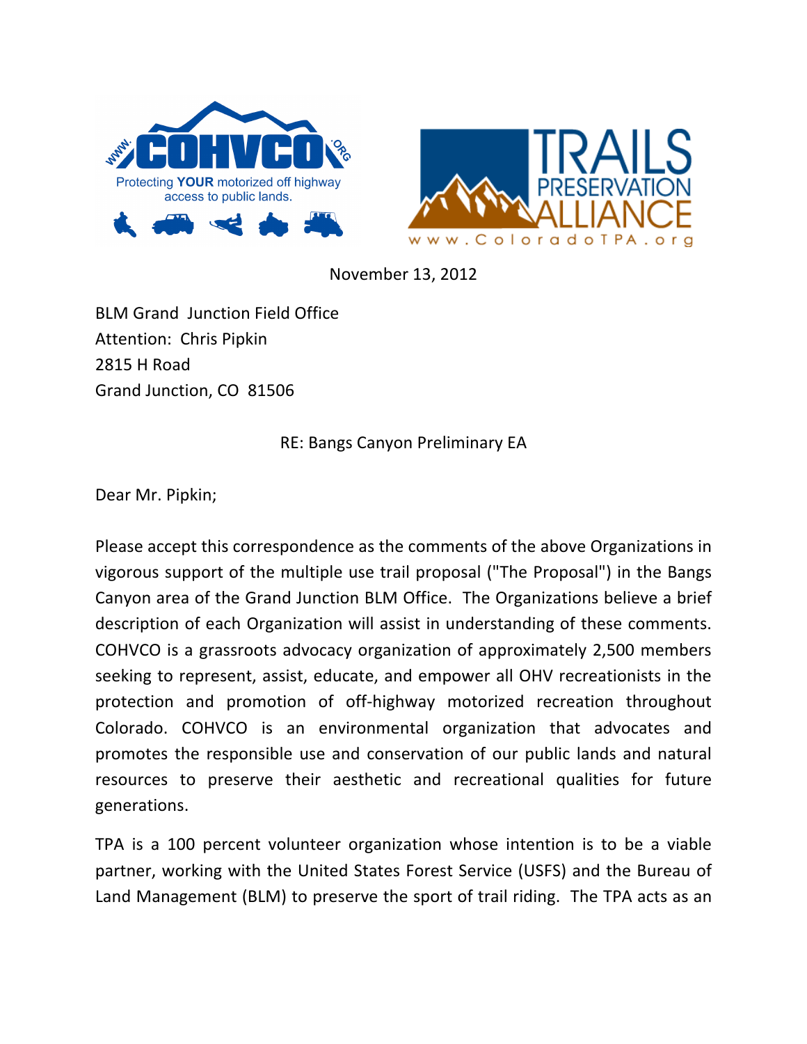November 13, 2012

BLM Grand Junction Field Office
Attention: Chris Pipkin
2815 H Road
Grand Junction, CO 81506

RE: Bangs Canyon Preliminary EA

Dear Mr. Pipkin;

Please accept this correspondence as the comments of the above Organizations in vigorous support of the multiple use trail proposal ("The Proposal") in the Bangs Canyon area of the Grand Junction BLM Office. The Organizations believe a brief description of each Organization will assist in understanding of these comments. COHVCO is a grassroots advocacy organization of approximately 2,500 members seeking to represent, assist, educate, and empower all OHV recreationists in the protection and promotion of off-highway motorized recreation throughout Colorado. COHVCO is an environmental organization that advocates and promotes the responsible use and conservation of our public lands and natural resources to preserve their aesthetic and recreational qualities for future generations.

TPA is a 100 percent volunteer organization whose intention is to be a viable partner, working with the United States Forest Service (USFS) and the Bureau of Land Management (BLM) to preserve the sport of trail riding. The TPA acts as an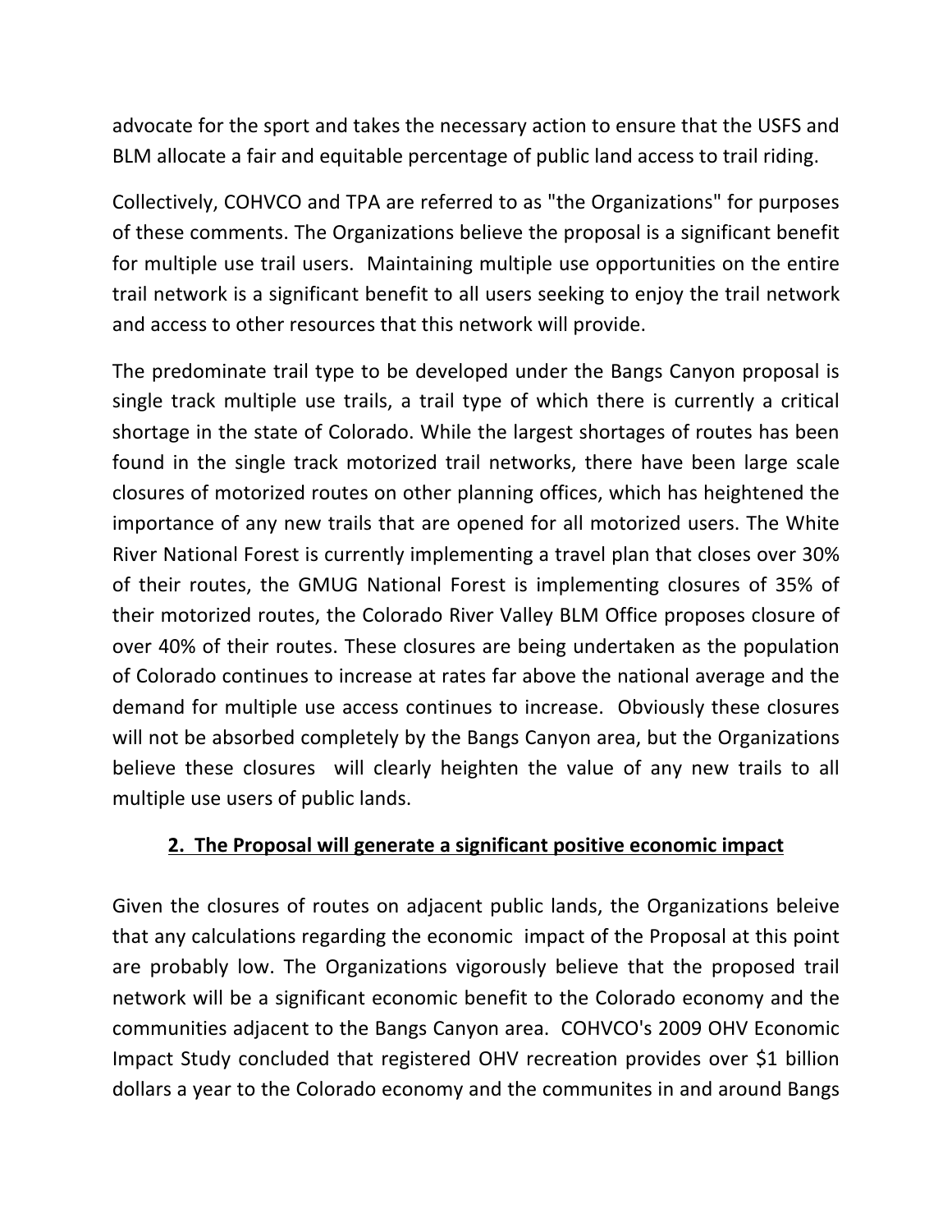advocate for the sport and takes the necessary action to ensure that the USFS and BLM allocate a fair and equitable percentage of public land access to trail riding.

Collectively, COHVCO and TPA are referred to as "the Organizations" for purposes of these comments. The Organizations believe the proposal is a significant benefit for multiple use trail users. Maintaining multiple use opportunities on the entire trail network is a significant benefit to all users seeking to enjoy the trail network and access to other resources that this network will provide.

The predominate trail type to be developed under the Bangs Canyon proposal is single track multiple use trails, a trail type of which there is currently a critical shortage in the state of Colorado. While the largest shortages of routes has been found in the single track motorized trail networks, there have been large scale closures of motorized routes on other planning offices, which has heightened the importance of any new trails that are opened for all motorized users. The White River National Forest is currently implementing a travel plan that closes over 30% of their routes, the GMUG National Forest is implementing closures of 35% of their motorized routes, the Colorado River Valley BLM Office proposes closure of over 40% of their routes. These closures are being undertaken as the population of Colorado continues to increase at rates far above the national average and the demand for multiple use access continues to increase. Obviously these closures will not be absorbed completely by the Bangs Canyon area, but the Organizations believe these closures will clearly heighten the value of any new trails to all multiple use users of public lands.

## <u>2. The Proposal will generate a significant positive economic impact</u>

Given the closures of routes on adjacent public lands, the Organizations beleive that any calculations regarding the economic impact of the Proposal at this point are probably low. The Organizations vigorously believe that the proposed trail network will be a significant economic benefit to the Colorado economy and the communities adjacent to the Bangs Canyon area. COHVCO's 2009 OHV Economic Impact Study concluded that registered OHV recreation provides over $1 billion dollars a year to the Colorado economy and the communites in and around Bangs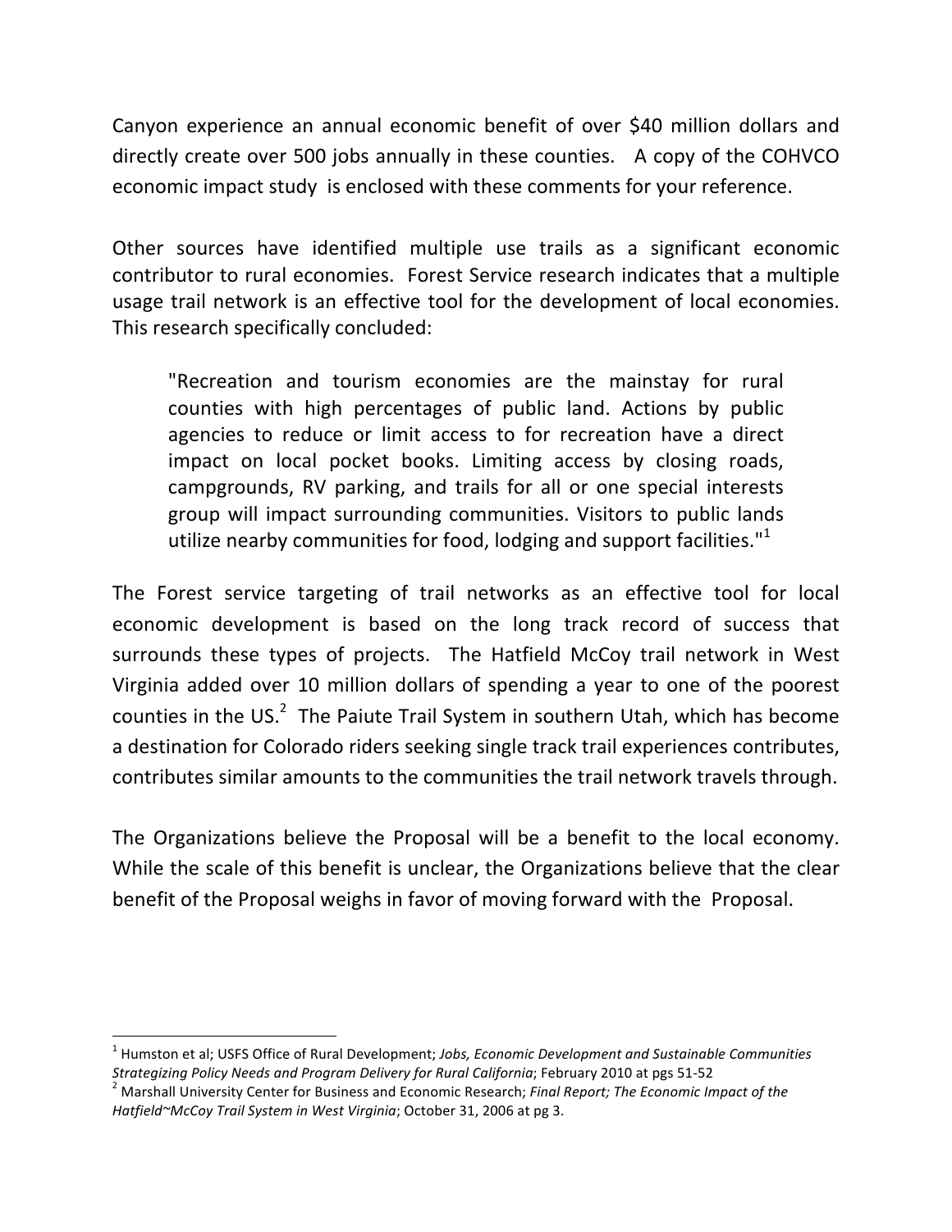Canyon experience an annual economic benefit of over $40 million dollars and directly create over 500 jobs annually in these counties. A copy of the COHVCO economic impact study is enclosed with these comments for your reference.

Other sources have identified multiple use trails as a significant economic contributor to rural economies. Forest Service research indicates that a multiple usage trail network is an effective tool for the development of local economies. This research specifically concluded:

> "Recreation and tourism economies are the mainstay for rural counties with high percentages of public land. Actions by public agencies to reduce or limit access to for recreation have a direct impact on local pocket books. Limiting access by closing roads, campgrounds, RV parking, and trails for all or one special interests group will impact surrounding communities. Visitors to public lands utilize nearby communities for food, lodging and support facilities."[1]

The Forest service targeting of trail networks as an effective tool for local economic development is based on the long track record of success that surrounds these types of projects. The Hatfield McCoy trail network in West Virginia added over 10 million dollars of spending a year to one of the poorest counties in the US.[2] The Paiute Trail System in southern Utah, which has become a destination for Colorado riders seeking single track trail experiences contributes, contributes similar amounts to the communities the trail network travels through.

The Organizations believe the Proposal will be a benefit to the local economy. While the scale of this benefit is unclear, the Organizations believe that the clear benefit of the Proposal weighs in favor of moving forward with the Proposal.

---

[1] Humston et al; USFS Office of Rural Development; *Jobs, Economic Development and Sustainable Communities Strategizing Policy Needs and Program Delivery for Rural California*; February 2010 at pgs 51-52

[2] Marshall University Center for Business and Economic Research; *Final Report; The Economic Impact of the Hatfield~McCoy Trail System in West Virginia*; October 31, 2006 at pg 3.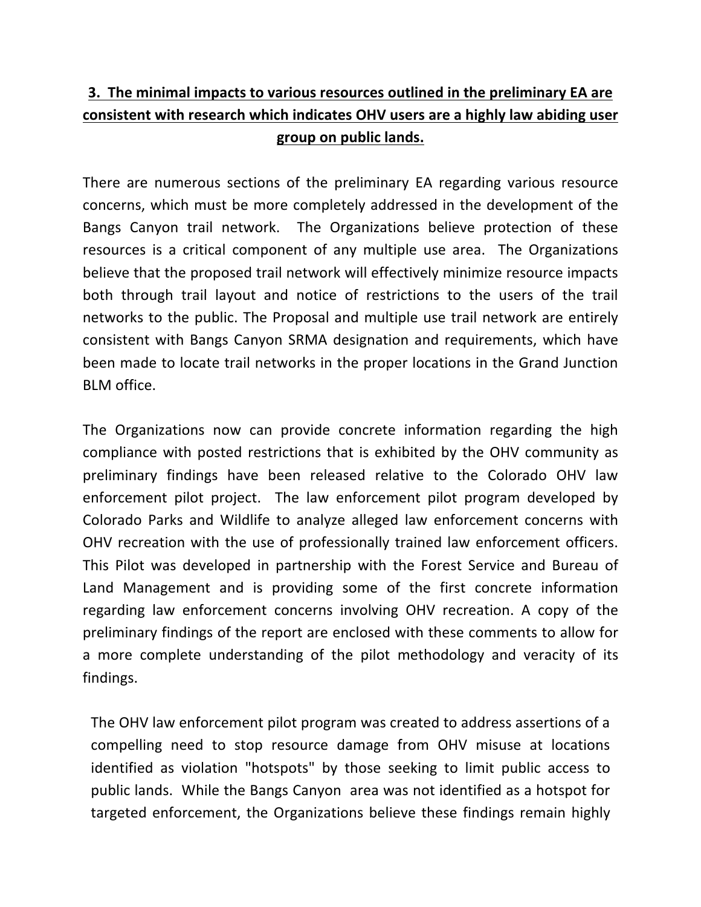**<u>3. The minimal impacts to various resources outlined in the preliminary EA are consistent with research which indicates OHV users are a highly law abiding user group on public lands.</u>**

There are numerous sections of the preliminary EA regarding various resource concerns, which must be more completely addressed in the development of the Bangs Canyon trail network. The Organizations believe protection of these resources is a critical component of any multiple use area. The Organizations believe that the proposed trail network will effectively minimize resource impacts both through trail layout and notice of restrictions to the users of the trail networks to the public. The Proposal and multiple use trail network are entirely consistent with Bangs Canyon SRMA designation and requirements, which have been made to locate trail networks in the proper locations in the Grand Junction BLM office.

The Organizations now can provide concrete information regarding the high compliance with posted restrictions that is exhibited by the OHV community as preliminary findings have been released relative to the Colorado OHV law enforcement pilot project. The law enforcement pilot program developed by Colorado Parks and Wildlife to analyze alleged law enforcement concerns with OHV recreation with the use of professionally trained law enforcement officers. This Pilot was developed in partnership with the Forest Service and Bureau of Land Management and is providing some of the first concrete information regarding law enforcement concerns involving OHV recreation. A copy of the preliminary findings of the report are enclosed with these comments to allow for a more complete understanding of the pilot methodology and veracity of its findings.

> The OHV law enforcement pilot program was created to address assertions of a compelling need to stop resource damage from OHV misuse at locations identified as violation "hotspots" by those seeking to limit public access to public lands. While the Bangs Canyon area was not identified as a hotspot for targeted enforcement, the Organizations believe these findings remain highly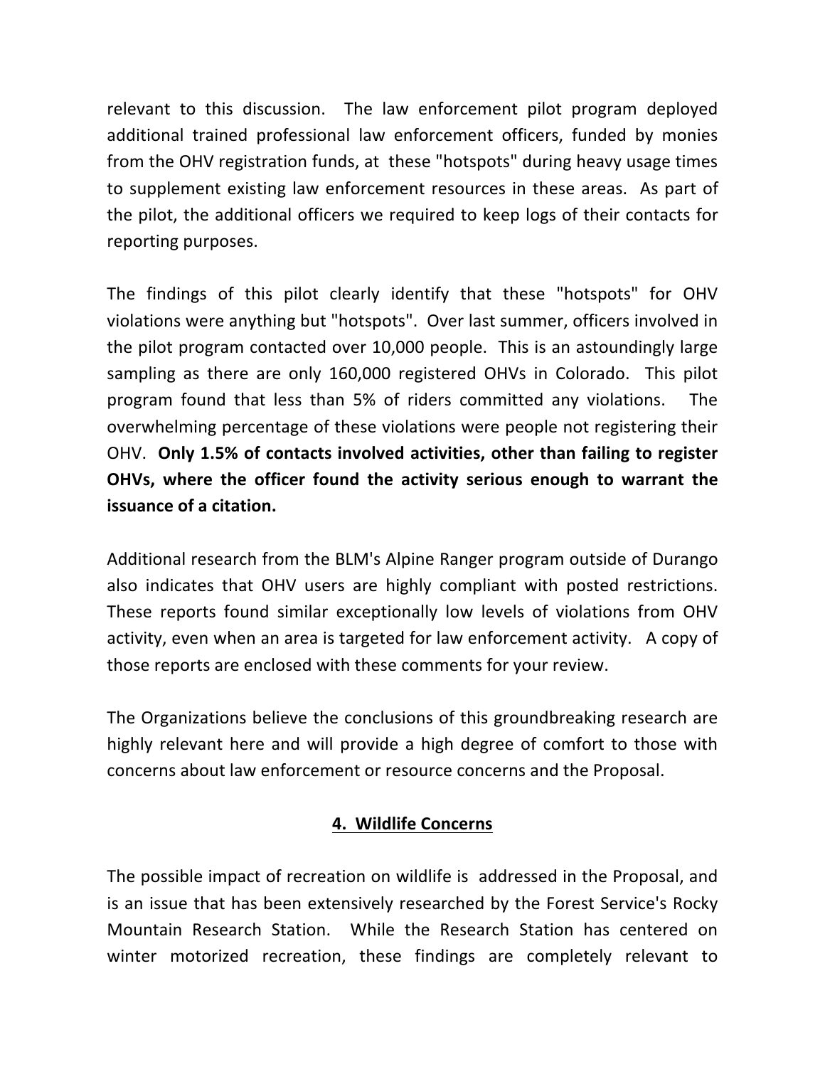relevant to this discussion. The law enforcement pilot program deployed additional trained professional law enforcement officers, funded by monies from the OHV registration funds, at these "hotspots" during heavy usage times to supplement existing law enforcement resources in these areas. As part of the pilot, the additional officers we required to keep logs of their contacts for reporting purposes.

The findings of this pilot clearly identify that these "hotspots" for OHV violations were anything but "hotspots". Over last summer, officers involved in the pilot program contacted over 10,000 people. This is an astoundingly large sampling as there are only 160,000 registered OHVs in Colorado. This pilot program found that less than 5% of riders committed any violations. The overwhelming percentage of these violations were people not registering their OHV. **Only 1.5% of contacts involved activities, other than failing to register OHVs, where the officer found the activity serious enough to warrant the issuance of a citation.**

Additional research from the BLM's Alpine Ranger program outside of Durango also indicates that OHV users are highly compliant with posted restrictions. These reports found similar exceptionally low levels of violations from OHV activity, even when an area is targeted for law enforcement activity. A copy of those reports are enclosed with these comments for your review.

The Organizations believe the conclusions of this groundbreaking research are highly relevant here and will provide a high degree of comfort to those with concerns about law enforcement or resource concerns and the Proposal.

## 4. Wildlife Concerns

The possible impact of recreation on wildlife is addressed in the Proposal, and is an issue that has been extensively researched by the Forest Service's Rocky Mountain Research Station. While the Research Station has centered on winter motorized recreation, these findings are completely relevant to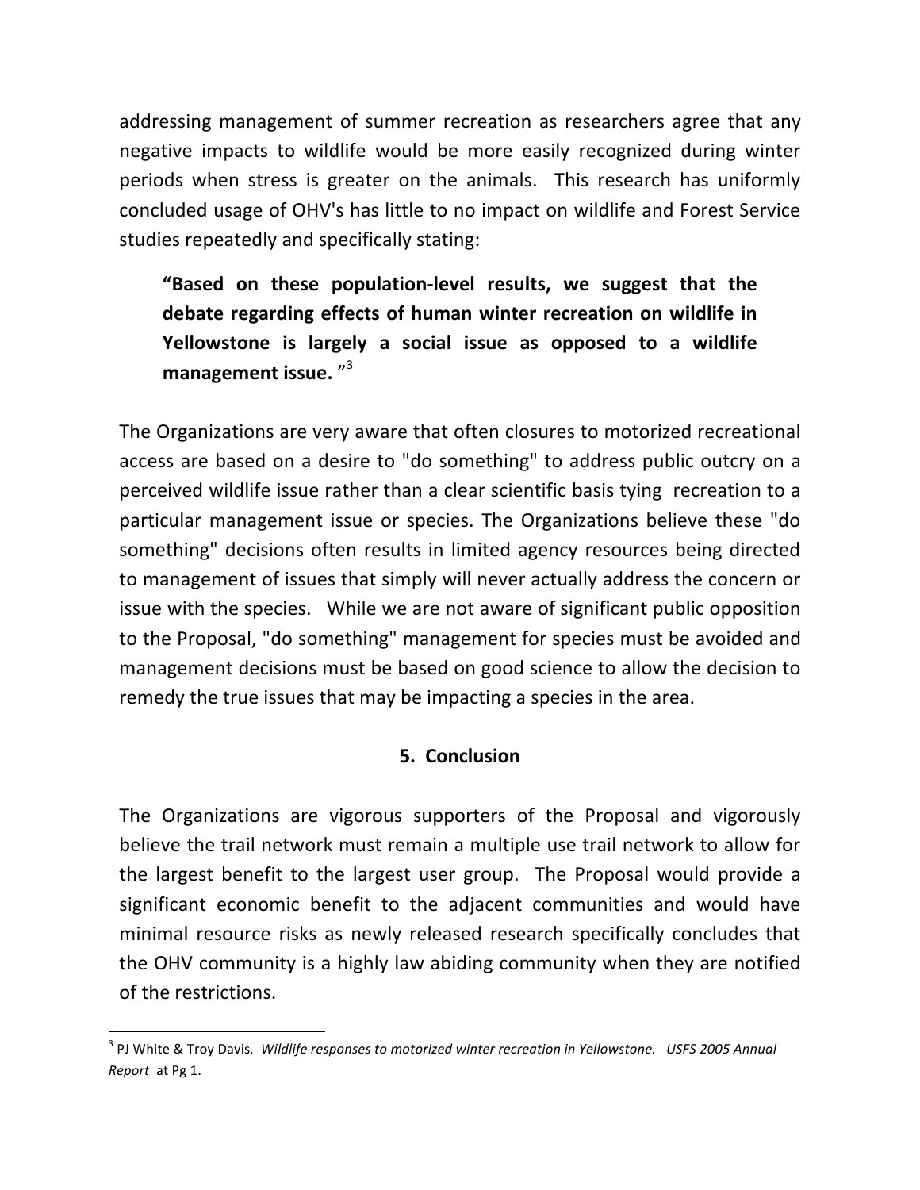addressing management of summer recreation as researchers agree that any negative impacts to wildlife would be more easily recognized during winter periods when stress is greater on the animals. This research has uniformly concluded usage of OHV's has little to no impact on wildlife and Forest Service studies repeatedly and specifically stating:

> **"Based on these population-level results, we suggest that the debate regarding effects of human winter recreation on wildlife in Yellowstone is largely a social issue as opposed to a wildlife management issue.** "[3]

The Organizations are very aware that often closures to motorized recreational access are based on a desire to "do something" to address public outcry on a perceived wildlife issue rather than a clear scientific basis tying recreation to a particular management issue or species. The Organizations believe these "do something" decisions often results in limited agency resources being directed to management of issues that simply will never actually address the concern or issue with the species. While we are not aware of significant public opposition to the Proposal, "do something" management for species must be avoided and management decisions must be based on good science to allow the decision to remedy the true issues that may be impacting a species in the area.

## 5. Conclusion

The Organizations are vigorous supporters of the Proposal and vigorously believe the trail network must remain a multiple use trail network to allow for the largest benefit to the largest user group. The Proposal would provide a significant economic benefit to the adjacent communities and would have minimal resource risks as newly released research specifically concludes that the OHV community is a highly law abiding community when they are notified of the restrictions.

---

[3] PJ White & Troy Davis. *Wildlife responses to motorized winter recreation in Yellowstone. USFS 2005 Annual Report* at Pg 1.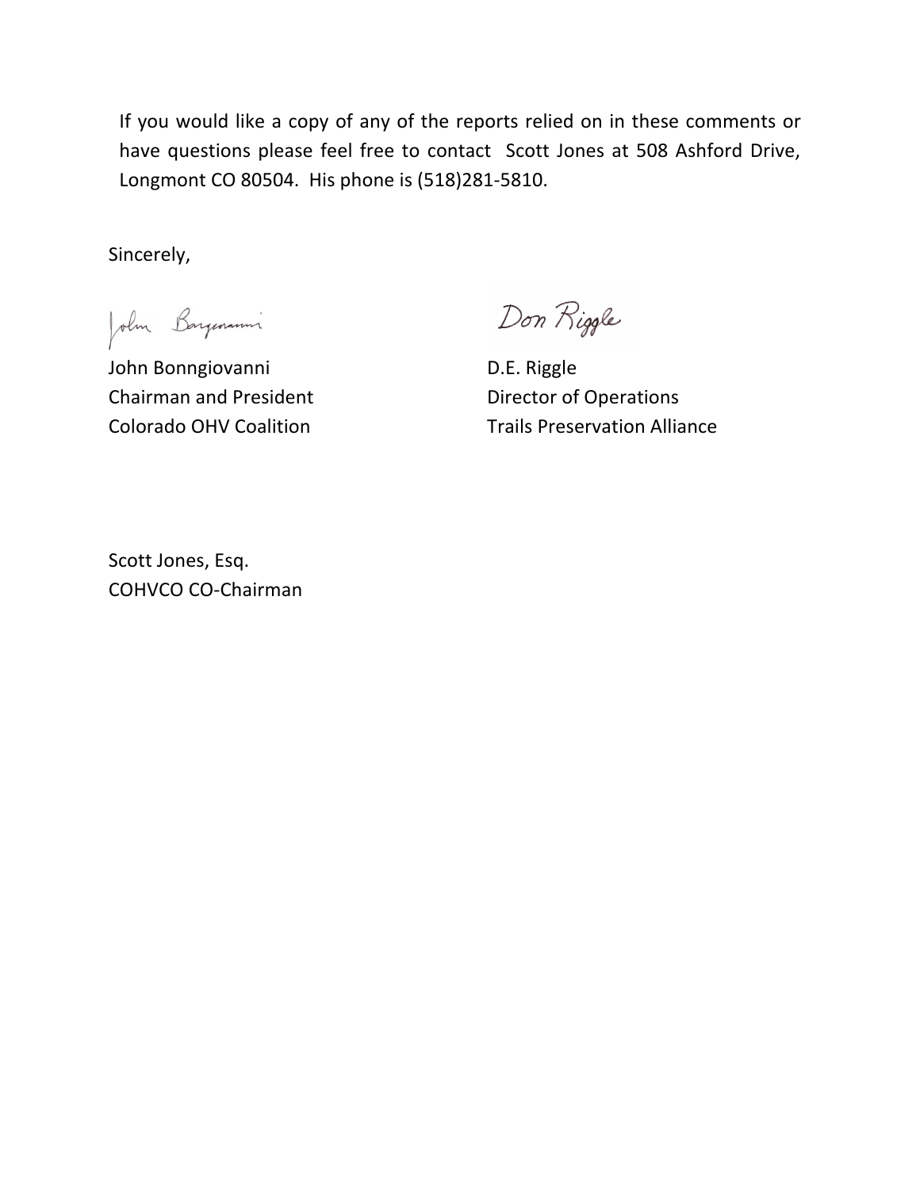If you would like a copy of any of the reports relied on in these comments or have questions please feel free to contact Scott Jones at 508 Ashford Drive, Longmont CO 80504. His phone is (518)281-5810.

Sincerely,

John Bonngiovanni
Chairman and President
Colorado OHV Coalition

D.E. Riggle
Director of Operations
Trails Preservation Alliance

Scott Jones, Esq.
COHVCO CO-Chairman